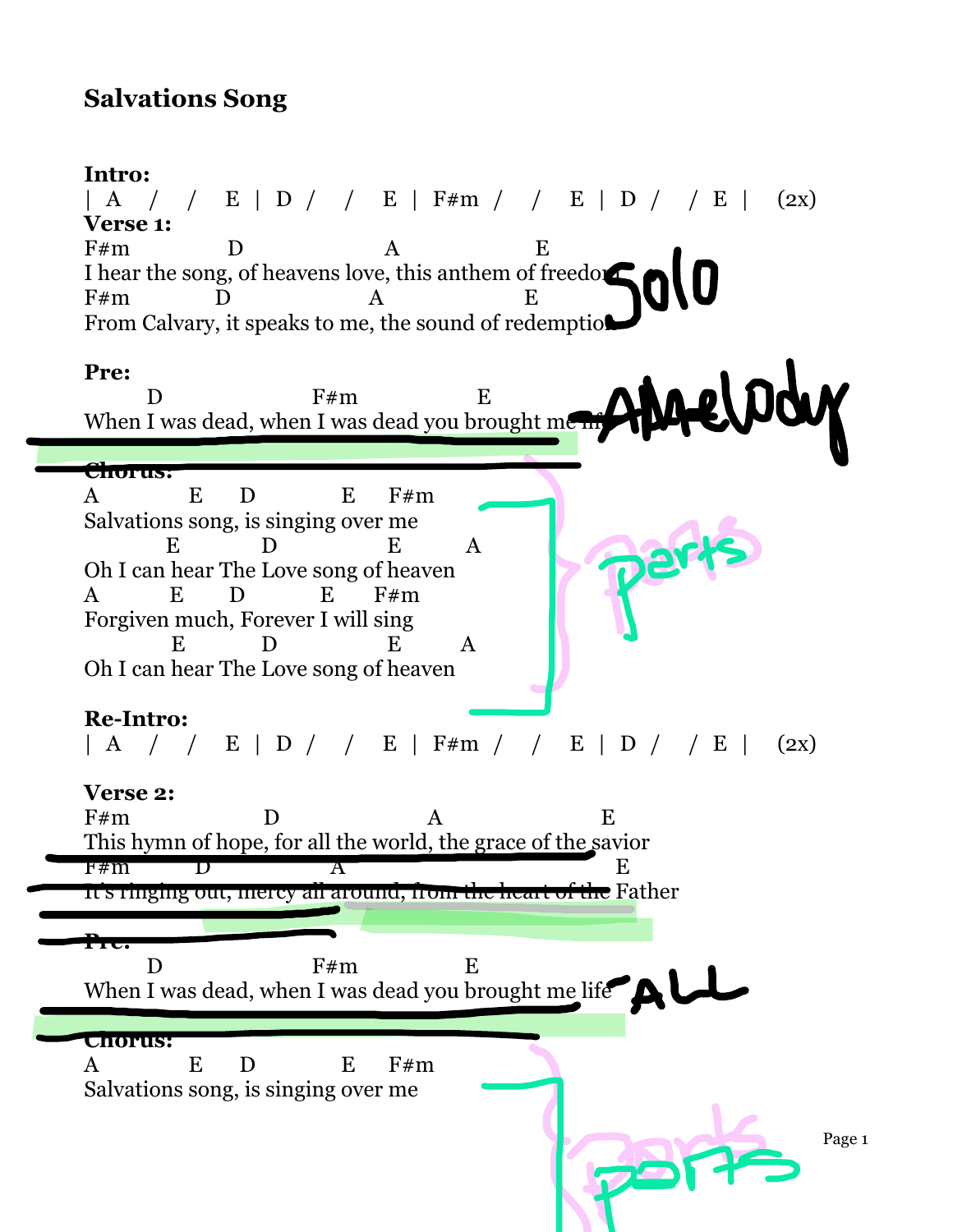# Salvations Song

**Intro:**

```
| A   /   /   E | D /   /   E | F#m /   /   E | D /   / E |   (2x)
```

**Verse 1:**

```
F#m            D                A                E
I hear the song, of heavens love, this anthem of freedom
F#m          D                A               E
From Calvary, it speaks to me, the sound of redemption
```

Solo

**Pre:**

```
      D                    F#m              E
When I was dead, when I was dead you brought me life
```

- All melody

**Chorus:**

```
A           E     D           E     F#m
Salvations song, is singing over me
         E          D           E       A
Oh I can hear The Love song of heaven
A        E     D          E      F#m
Forgiven much, Forever I will sing
          E          D           E       A
Oh I can hear The Love song of heaven
```

parts

**Re-Intro:**

```
| A   /   /   E | D /   /   E | F#m /   /   E | D /   / E |   (2x)
```

**Verse 2:**

```
F#m                 D                  A                  E
This hymn of hope, for all the world, the grace of the savior
F#m         D                 A                       E
It's ringing out, mercy all around, from the heart of the Father
```

**Pre:**

```
      D                    F#m              E
When I was dead, when I was dead you brought me life
```

- ALL

**Chorus:**

```
A           E     D           E     F#m
Salvations song, is singing over me
```

parts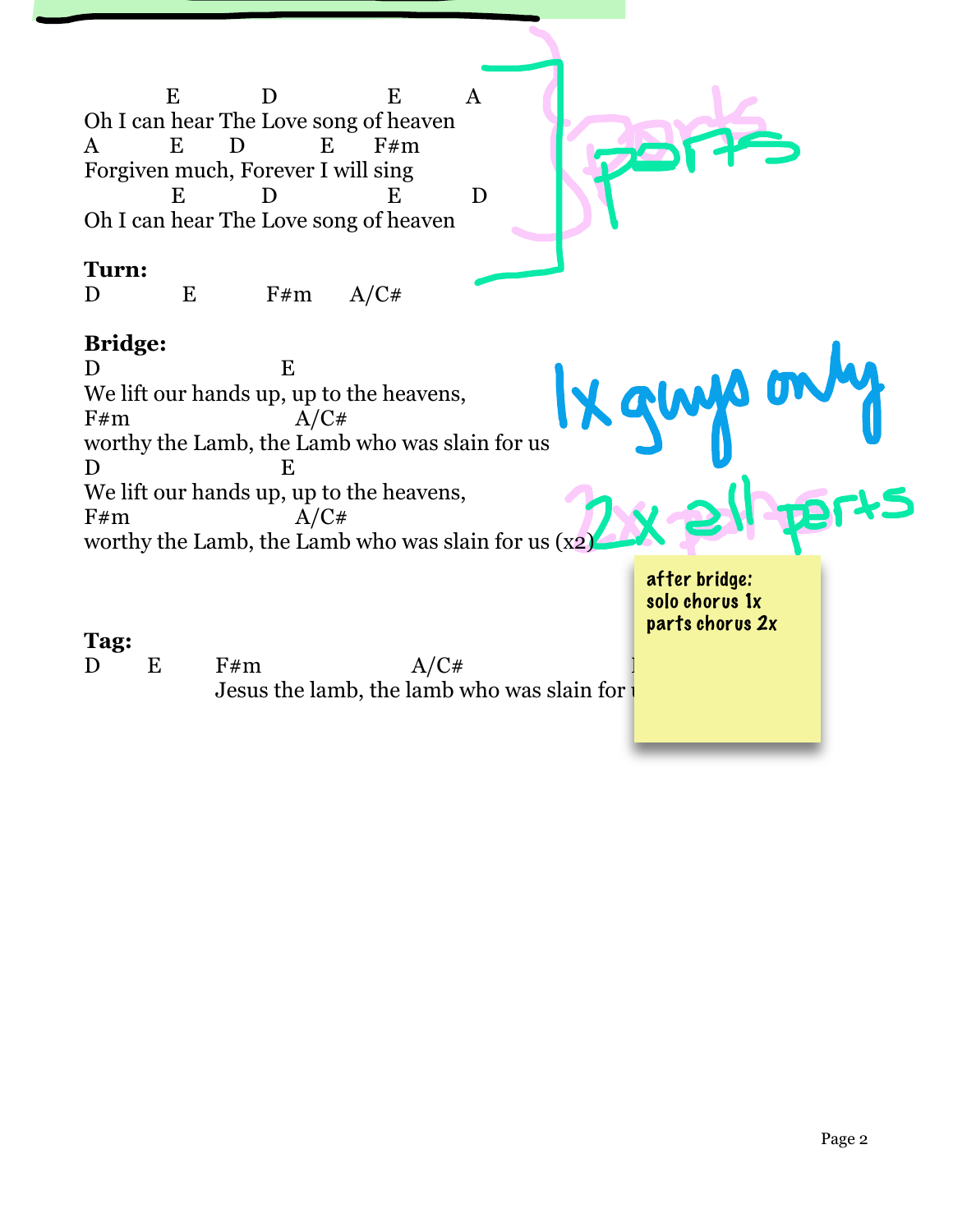```
           E            D                E         A
Oh I can hear The Love song of heaven
A          E       D           E      F#m
Forgiven much, Forever I will sing
           E            D                E          D
Oh I can hear The Love song of heaven
```

parts

**Turn:**

```
D           E           F#m       A/C#
```

**Bridge:**

```
D                          E
We lift our hands up, up to the heavens,
F#m                          A/C#
worthy the Lamb, the Lamb who was slain for us
D                          E
We lift our hands up, up to the heavens,
F#m                          A/C#
worthy the Lamb, the Lamb who was slain for us (x2)
```

1x guys only

2x all parts

after bridge:
solo chorus 1x
parts chorus 2x

**Tag:**

```
D       E        F#m                        A/C#
                 Jesus the lamb, the lamb who was slain for u
```